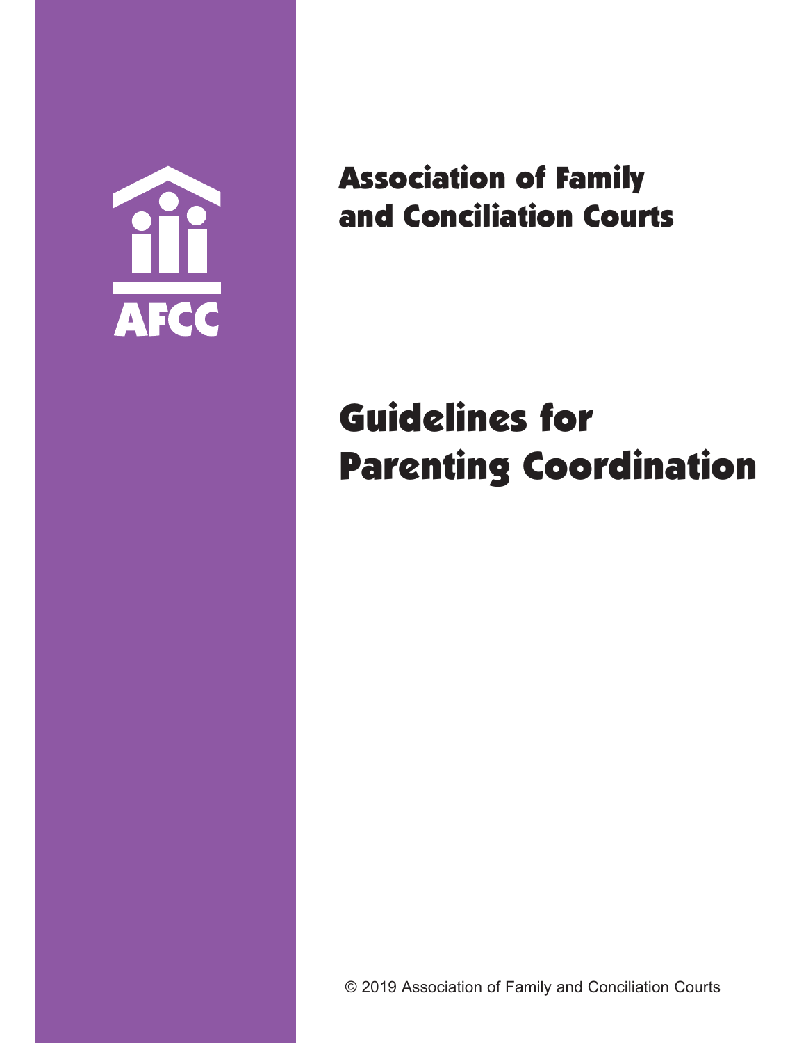AFCC

# Association of Family and Conciliation Courts

# Guidelines for Parenting Coordination

© 2019 Association of Family and Conciliation Courts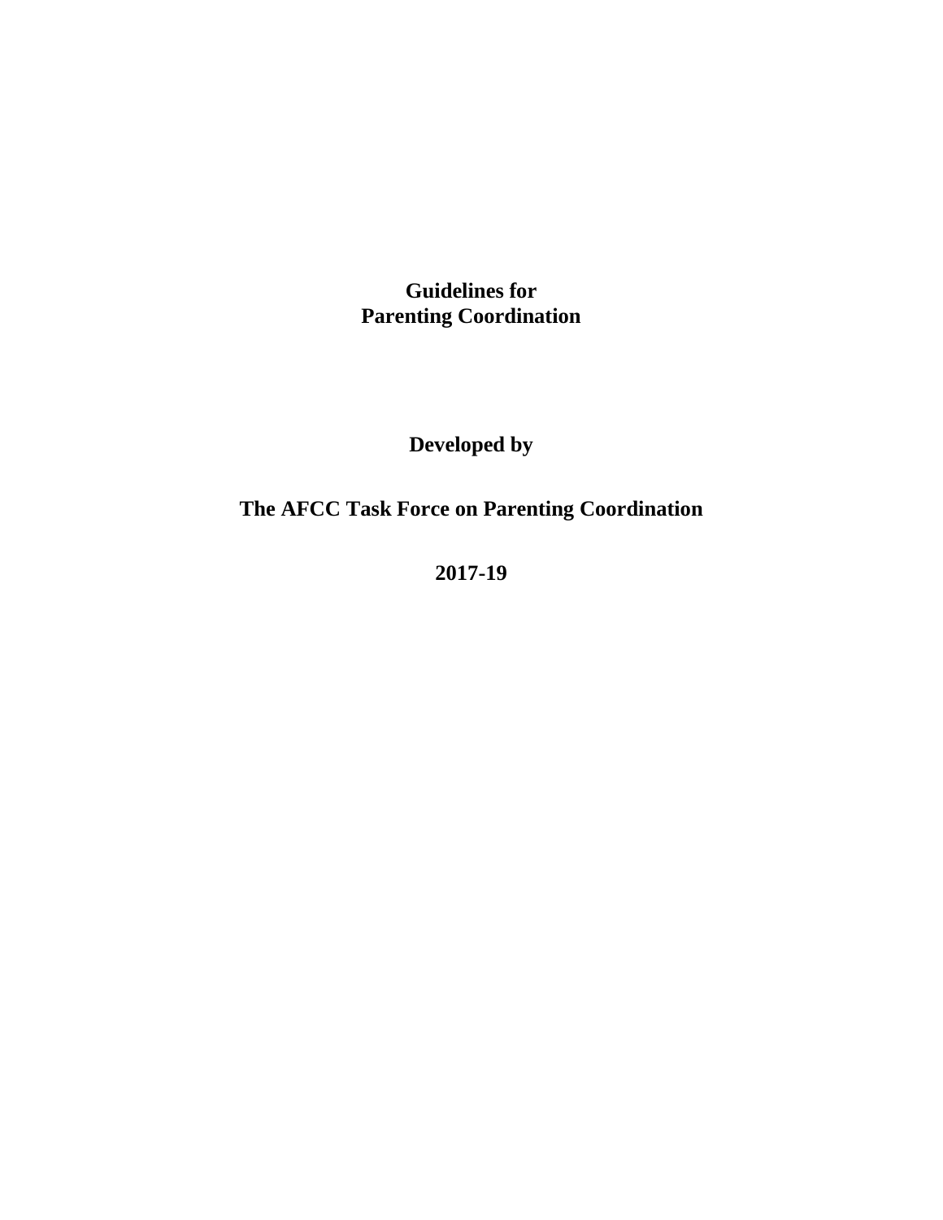# Guidelines for Parenting Coordination

**Developed by**

**The AFCC Task Force on Parenting Coordination**

**2017-19**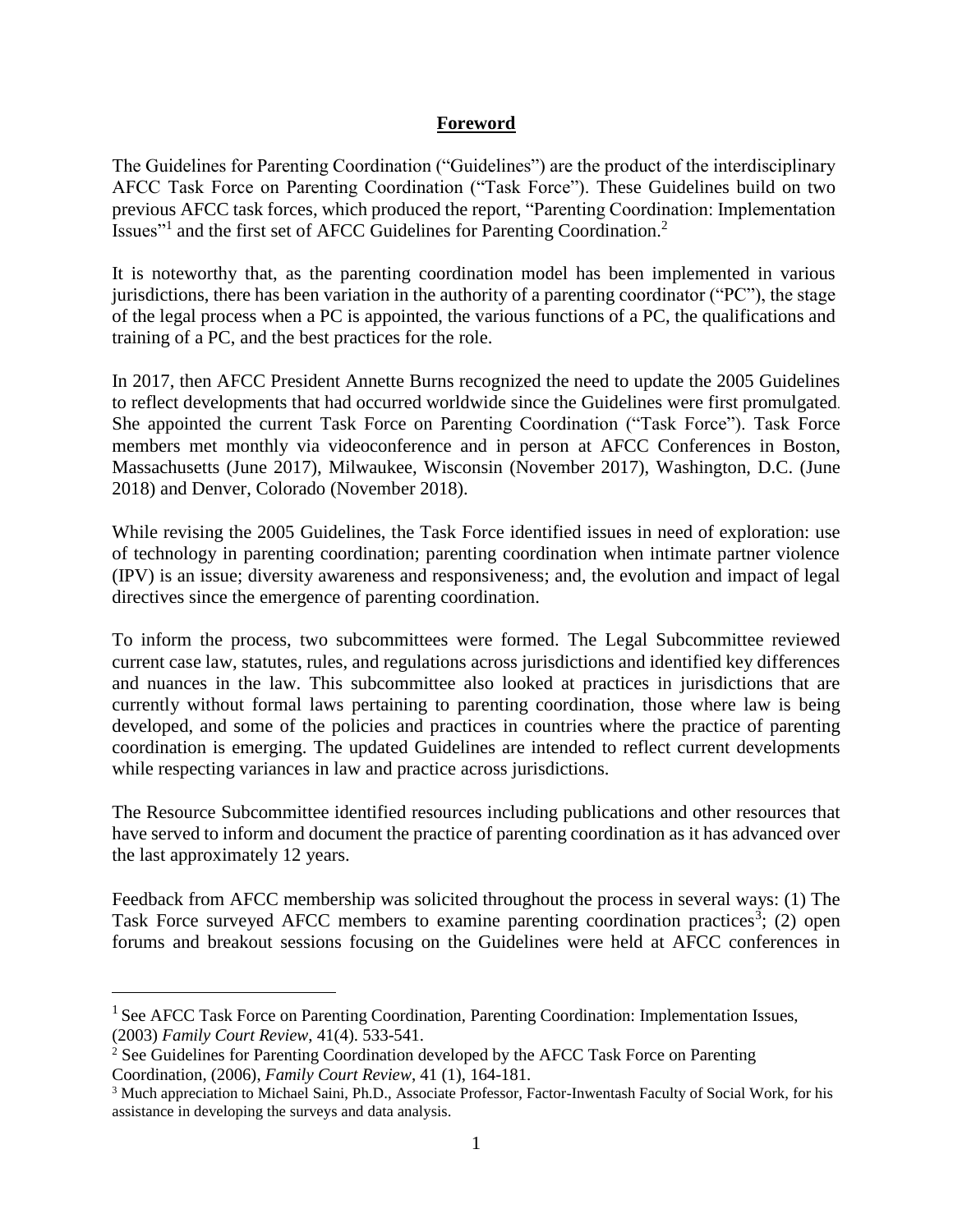## Foreword

The Guidelines for Parenting Coordination ("Guidelines") are the product of the interdisciplinary AFCC Task Force on Parenting Coordination ("Task Force"). These Guidelines build on two previous AFCC task forces, which produced the report, "Parenting Coordination: Implementation Issues"[1] and the first set of AFCC Guidelines for Parenting Coordination.[2]

It is noteworthy that, as the parenting coordination model has been implemented in various jurisdictions, there has been variation in the authority of a parenting coordinator ("PC"), the stage of the legal process when a PC is appointed, the various functions of a PC, the qualifications and training of a PC, and the best practices for the role.

In 2017, then AFCC President Annette Burns recognized the need to update the 2005 Guidelines to reflect developments that had occurred worldwide since the Guidelines were first promulgated. She appointed the current Task Force on Parenting Coordination ("Task Force"). Task Force members met monthly via videoconference and in person at AFCC Conferences in Boston, Massachusetts (June 2017), Milwaukee, Wisconsin (November 2017), Washington, D.C. (June 2018) and Denver, Colorado (November 2018).

While revising the 2005 Guidelines, the Task Force identified issues in need of exploration: use of technology in parenting coordination; parenting coordination when intimate partner violence (IPV) is an issue; diversity awareness and responsiveness; and, the evolution and impact of legal directives since the emergence of parenting coordination.

To inform the process, two subcommittees were formed. The Legal Subcommittee reviewed current case law, statutes, rules, and regulations across jurisdictions and identified key differences and nuances in the law. This subcommittee also looked at practices in jurisdictions that are currently without formal laws pertaining to parenting coordination, those where law is being developed, and some of the policies and practices in countries where the practice of parenting coordination is emerging. The updated Guidelines are intended to reflect current developments while respecting variances in law and practice across jurisdictions.

The Resource Subcommittee identified resources including publications and other resources that have served to inform and document the practice of parenting coordination as it has advanced over the last approximately 12 years.

Feedback from AFCC membership was solicited throughout the process in several ways: (1) The Task Force surveyed AFCC members to examine parenting coordination practices[3]; (2) open forums and breakout sessions focusing on the Guidelines were held at AFCC conferences in

---

[1] See AFCC Task Force on Parenting Coordination, Parenting Coordination: Implementation Issues, (2003) *Family Court Review*, 41(4). 533-541.

[2] See Guidelines for Parenting Coordination developed by the AFCC Task Force on Parenting Coordination, (2006), *Family Court Review*, 41 (1), 164-181.

[3] Much appreciation to Michael Saini, Ph.D., Associate Professor, Factor-Inwentash Faculty of Social Work, for his assistance in developing the surveys and data analysis.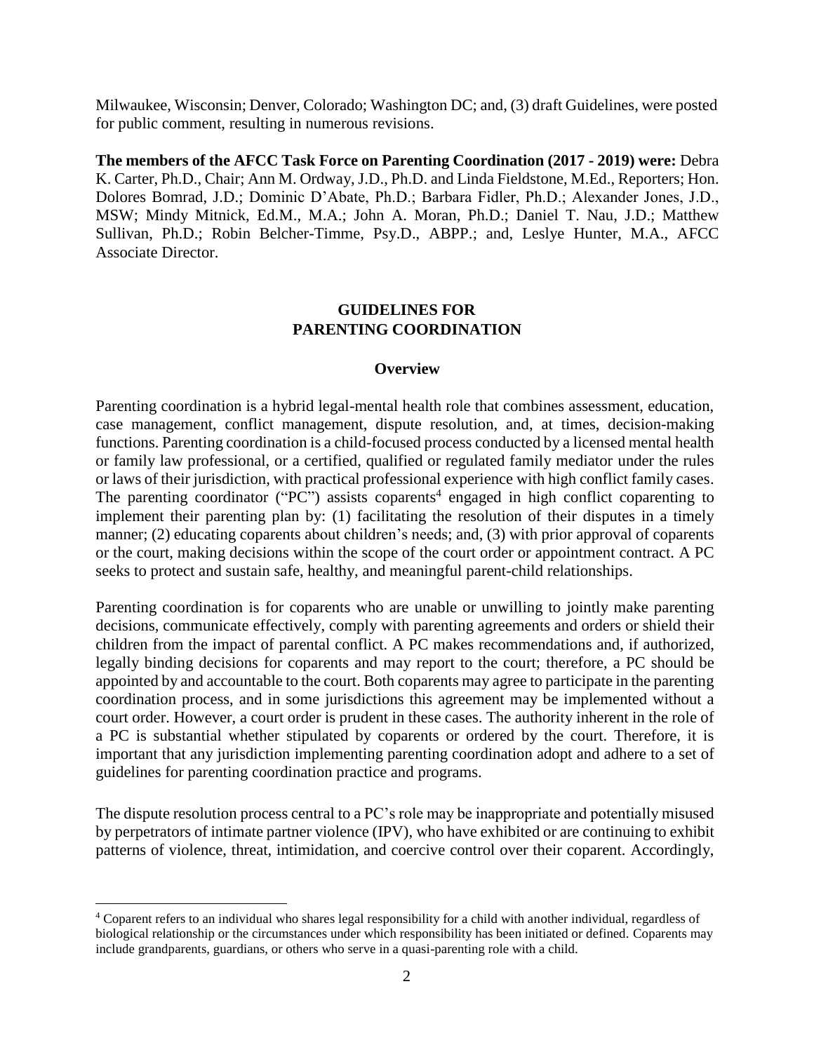Milwaukee, Wisconsin; Denver, Colorado; Washington DC; and, (3) draft Guidelines, were posted for public comment, resulting in numerous revisions.

**The members of the AFCC Task Force on Parenting Coordination (2017 - 2019) were:** Debra K. Carter, Ph.D., Chair; Ann M. Ordway, J.D., Ph.D. and Linda Fieldstone, M.Ed., Reporters; Hon. Dolores Bomrad, J.D.; Dominic D'Abate, Ph.D.; Barbara Fidler, Ph.D.; Alexander Jones, J.D., MSW; Mindy Mitnick, Ed.M., M.A.; John A. Moran, Ph.D.; Daniel T. Nau, J.D.; Matthew Sullivan, Ph.D.; Robin Belcher-Timme, Psy.D., ABPP.; and, Leslye Hunter, M.A., AFCC Associate Director.

# GUIDELINES FOR PARENTING COORDINATION

## Overview

Parenting coordination is a hybrid legal-mental health role that combines assessment, education, case management, conflict management, dispute resolution, and, at times, decision-making functions. Parenting coordination is a child-focused process conducted by a licensed mental health or family law professional, or a certified, qualified or regulated family mediator under the rules or laws of their jurisdiction, with practical professional experience with high conflict family cases. The parenting coordinator ("PC") assists coparents[4] engaged in high conflict coparenting to implement their parenting plan by: (1) facilitating the resolution of their disputes in a timely manner; (2) educating coparents about children's needs; and, (3) with prior approval of coparents or the court, making decisions within the scope of the court order or appointment contract. A PC seeks to protect and sustain safe, healthy, and meaningful parent-child relationships.

Parenting coordination is for coparents who are unable or unwilling to jointly make parenting decisions, communicate effectively, comply with parenting agreements and orders or shield their children from the impact of parental conflict. A PC makes recommendations and, if authorized, legally binding decisions for coparents and may report to the court; therefore, a PC should be appointed by and accountable to the court. Both coparents may agree to participate in the parenting coordination process, and in some jurisdictions this agreement may be implemented without a court order. However, a court order is prudent in these cases. The authority inherent in the role of a PC is substantial whether stipulated by coparents or ordered by the court. Therefore, it is important that any jurisdiction implementing parenting coordination adopt and adhere to a set of guidelines for parenting coordination practice and programs.

The dispute resolution process central to a PC's role may be inappropriate and potentially misused by perpetrators of intimate partner violence (IPV), who have exhibited or are continuing to exhibit patterns of violence, threat, intimidation, and coercive control over their coparent. Accordingly,

[4] Coparent refers to an individual who shares legal responsibility for a child with another individual, regardless of biological relationship or the circumstances under which responsibility has been initiated or defined. Coparents may include grandparents, guardians, or others who serve in a quasi-parenting role with a child.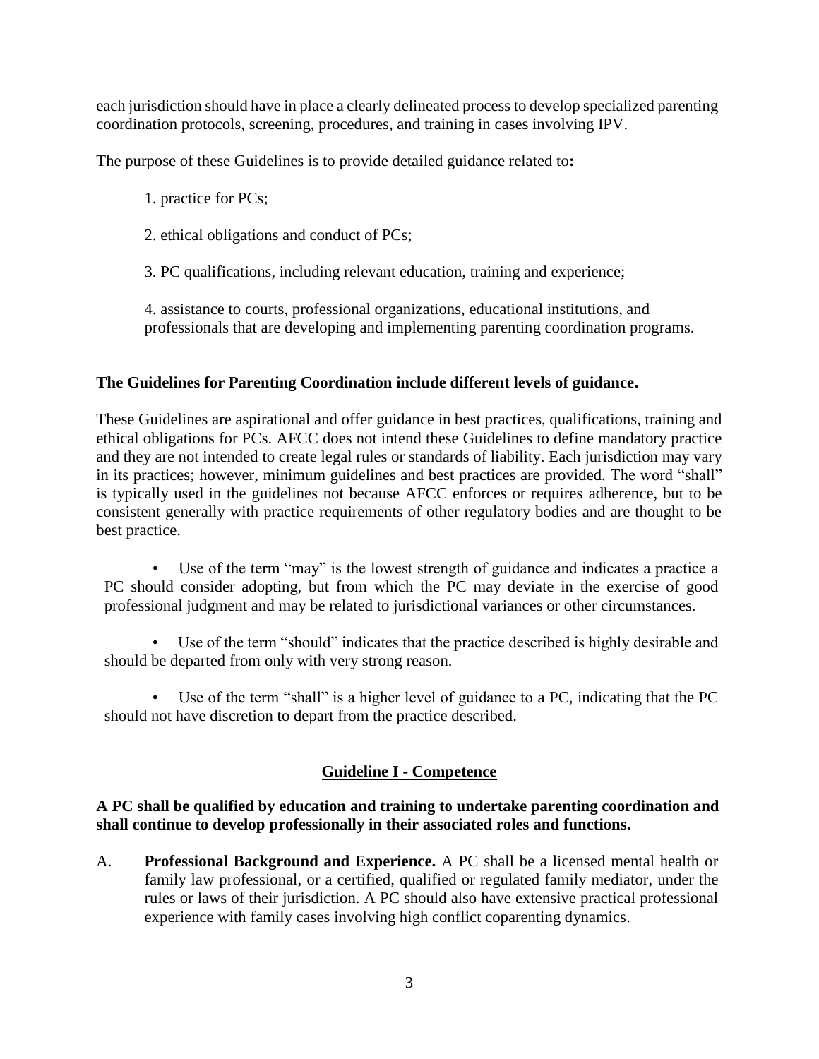each jurisdiction should have in place a clearly delineated process to develop specialized parenting coordination protocols, screening, procedures, and training in cases involving IPV.

The purpose of these Guidelines is to provide detailed guidance related to**:**

1. practice for PCs;

2. ethical obligations and conduct of PCs;

3. PC qualifications, including relevant education, training and experience;

4. assistance to courts, professional organizations, educational institutions, and professionals that are developing and implementing parenting coordination programs.

**The Guidelines for Parenting Coordination include different levels of guidance.**

These Guidelines are aspirational and offer guidance in best practices, qualifications, training and ethical obligations for PCs. AFCC does not intend these Guidelines to define mandatory practice and they are not intended to create legal rules or standards of liability. Each jurisdiction may vary in its practices; however, minimum guidelines and best practices are provided. The word "shall" is typically used in the guidelines not because AFCC enforces or requires adherence, but to be consistent generally with practice requirements of other regulatory bodies and are thought to be best practice.

- Use of the term "may" is the lowest strength of guidance and indicates a practice a PC should consider adopting, but from which the PC may deviate in the exercise of good professional judgment and may be related to jurisdictional variances or other circumstances.

- Use of the term "should" indicates that the practice described is highly desirable and should be departed from only with very strong reason.

- Use of the term "shall" is a higher level of guidance to a PC, indicating that the PC should not have discretion to depart from the practice described.

## Guideline I - Competence

**A PC shall be qualified by education and training to undertake parenting coordination and shall continue to develop professionally in their associated roles and functions.**

A. **Professional Background and Experience.** A PC shall be a licensed mental health or family law professional, or a certified, qualified or regulated family mediator, under the rules or laws of their jurisdiction. A PC should also have extensive practical professional experience with family cases involving high conflict coparenting dynamics.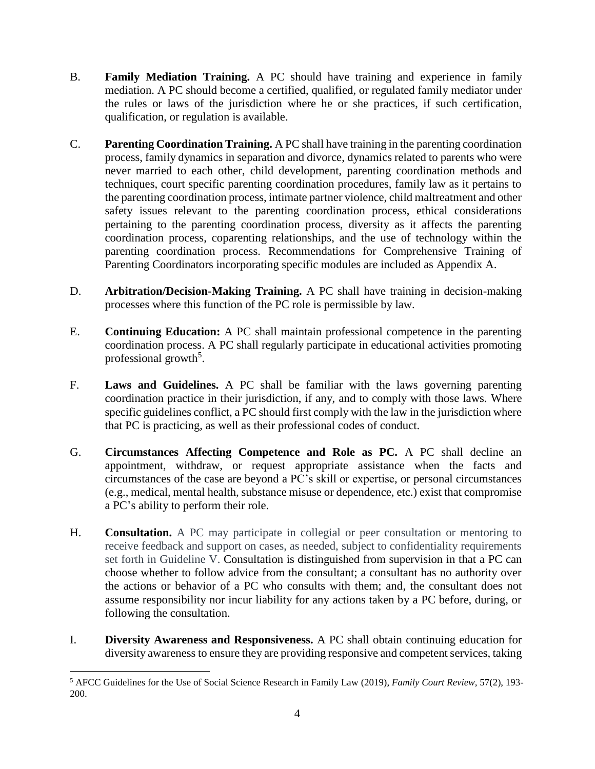B. **Family Mediation Training.** A PC should have training and experience in family mediation. A PC should become a certified, qualified, or regulated family mediator under the rules or laws of the jurisdiction where he or she practices, if such certification, qualification, or regulation is available.

C. **Parenting Coordination Training.** A PC shall have training in the parenting coordination process, family dynamics in separation and divorce, dynamics related to parents who were never married to each other, child development, parenting coordination methods and techniques, court specific parenting coordination procedures, family law as it pertains to the parenting coordination process, intimate partner violence, child maltreatment and other safety issues relevant to the parenting coordination process, ethical considerations pertaining to the parenting coordination process, diversity as it affects the parenting coordination process, coparenting relationships, and the use of technology within the parenting coordination process. Recommendations for Comprehensive Training of Parenting Coordinators incorporating specific modules are included as Appendix A.

D. **Arbitration/Decision-Making Training.** A PC shall have training in decision-making processes where this function of the PC role is permissible by law.

E. **Continuing Education:** A PC shall maintain professional competence in the parenting coordination process. A PC shall regularly participate in educational activities promoting professional growth[5].

F. **Laws and Guidelines.** A PC shall be familiar with the laws governing parenting coordination practice in their jurisdiction, if any, and to comply with those laws. Where specific guidelines conflict, a PC should first comply with the law in the jurisdiction where that PC is practicing, as well as their professional codes of conduct.

G. **Circumstances Affecting Competence and Role as PC.** A PC shall decline an appointment, withdraw, or request appropriate assistance when the facts and circumstances of the case are beyond a PC's skill or expertise, or personal circumstances (e.g., medical, mental health, substance misuse or dependence, etc.) exist that compromise a PC's ability to perform their role.

H. **Consultation.** A PC may participate in collegial or peer consultation or mentoring to receive feedback and support on cases, as needed, subject to confidentiality requirements set forth in Guideline V. Consultation is distinguished from supervision in that a PC can choose whether to follow advice from the consultant; a consultant has no authority over the actions or behavior of a PC who consults with them; and, the consultant does not assume responsibility nor incur liability for any actions taken by a PC before, during, or following the consultation.

I. **Diversity Awareness and Responsiveness.** A PC shall obtain continuing education for diversity awareness to ensure they are providing responsive and competent services, taking

[5] AFCC Guidelines for the Use of Social Science Research in Family Law (2019), *Family Court Review*, 57(2), 193-200.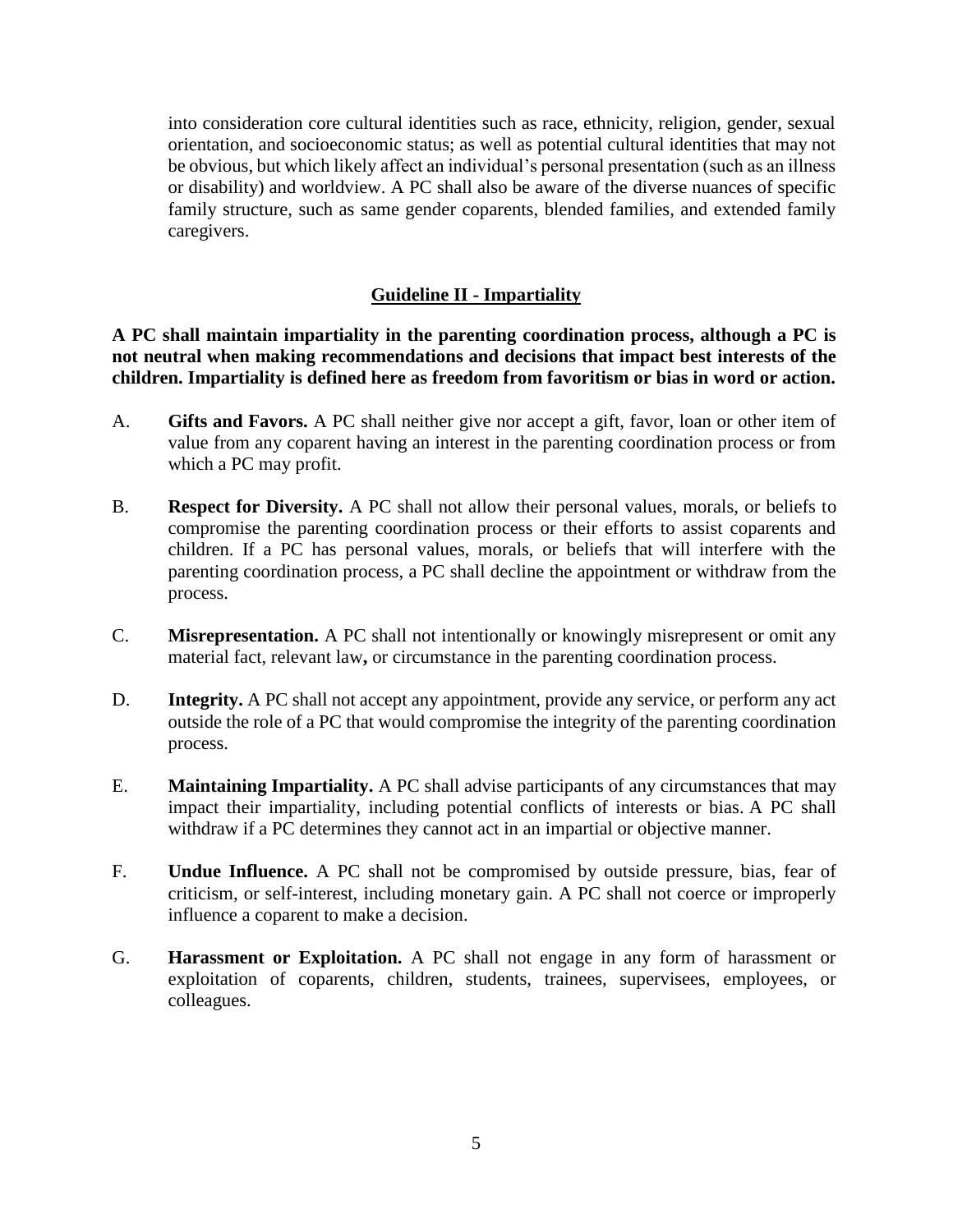into consideration core cultural identities such as race, ethnicity, religion, gender, sexual orientation, and socioeconomic status; as well as potential cultural identities that may not be obvious, but which likely affect an individual's personal presentation (such as an illness or disability) and worldview. A PC shall also be aware of the diverse nuances of specific family structure, such as same gender coparents, blended families, and extended family caregivers.

## Guideline II - Impartiality

**A PC shall maintain impartiality in the parenting coordination process, although a PC is not neutral when making recommendations and decisions that impact best interests of the children. Impartiality is defined here as freedom from favoritism or bias in word or action.**

A. **Gifts and Favors.** A PC shall neither give nor accept a gift, favor, loan or other item of value from any coparent having an interest in the parenting coordination process or from which a PC may profit.

B. **Respect for Diversity.** A PC shall not allow their personal values, morals, or beliefs to compromise the parenting coordination process or their efforts to assist coparents and children. If a PC has personal values, morals, or beliefs that will interfere with the parenting coordination process, a PC shall decline the appointment or withdraw from the process.

C. **Misrepresentation.** A PC shall not intentionally or knowingly misrepresent or omit any material fact, relevant law**,** or circumstance in the parenting coordination process.

D. **Integrity.** A PC shall not accept any appointment, provide any service, or perform any act outside the role of a PC that would compromise the integrity of the parenting coordination process.

E. **Maintaining Impartiality.** A PC shall advise participants of any circumstances that may impact their impartiality, including potential conflicts of interests or bias. A PC shall withdraw if a PC determines they cannot act in an impartial or objective manner.

F. **Undue Influence.** A PC shall not be compromised by outside pressure, bias, fear of criticism, or self-interest, including monetary gain. A PC shall not coerce or improperly influence a coparent to make a decision.

G. **Harassment or Exploitation.** A PC shall not engage in any form of harassment or exploitation of coparents, children, students, trainees, supervisees, employees, or colleagues.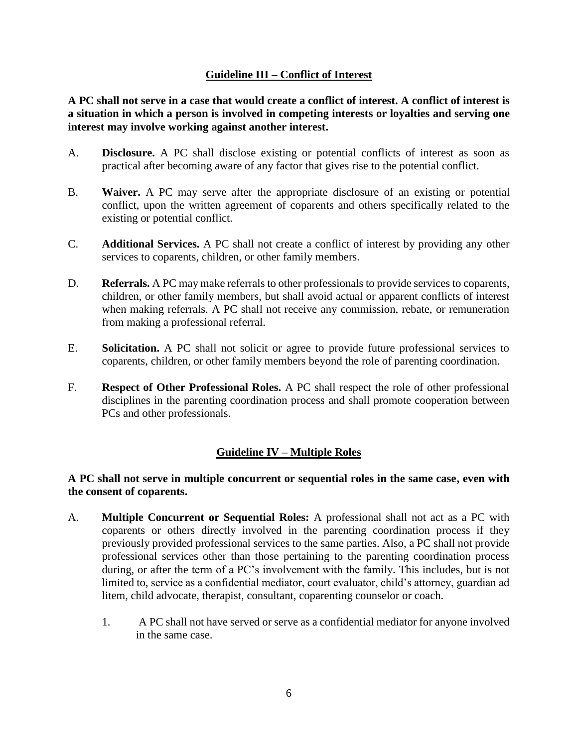## Guideline III – Conflict of Interest

**A PC shall not serve in a case that would create a conflict of interest. A conflict of interest is a situation in which a person is involved in competing interests or loyalties and serving one interest may involve working against another interest.**

A. **Disclosure.** A PC shall disclose existing or potential conflicts of interest as soon as practical after becoming aware of any factor that gives rise to the potential conflict.

B. **Waiver.** A PC may serve after the appropriate disclosure of an existing or potential conflict, upon the written agreement of coparents and others specifically related to the existing or potential conflict.

C. **Additional Services.** A PC shall not create a conflict of interest by providing any other services to coparents, children, or other family members.

D. **Referrals.** A PC may make referrals to other professionals to provide services to coparents, children, or other family members, but shall avoid actual or apparent conflicts of interest when making referrals. A PC shall not receive any commission, rebate, or remuneration from making a professional referral.

E. **Solicitation.** A PC shall not solicit or agree to provide future professional services to coparents, children, or other family members beyond the role of parenting coordination.

F. **Respect of Other Professional Roles.** A PC shall respect the role of other professional disciplines in the parenting coordination process and shall promote cooperation between PCs and other professionals.

## Guideline IV – Multiple Roles

**A PC shall not serve in multiple concurrent or sequential roles in the same case, even with the consent of coparents.**

A. **Multiple Concurrent or Sequential Roles:** A professional shall not act as a PC with coparents or others directly involved in the parenting coordination process if they previously provided professional services to the same parties. Also, a PC shall not provide professional services other than those pertaining to the parenting coordination process during, or after the term of a PC's involvement with the family. This includes, but is not limited to, service as a confidential mediator, court evaluator, child's attorney, guardian ad litem, child advocate, therapist, consultant, coparenting counselor or coach.

   1. A PC shall not have served or serve as a confidential mediator for anyone involved in the same case.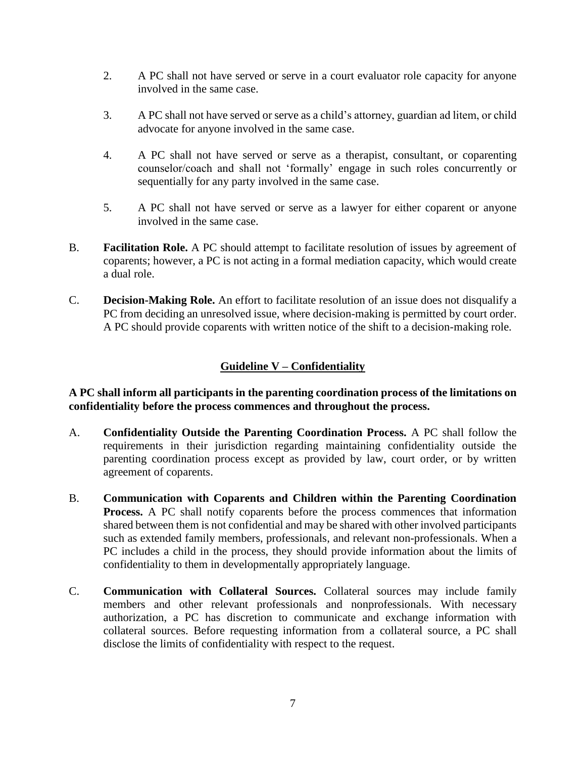2. A PC shall not have served or serve in a court evaluator role capacity for anyone involved in the same case.

3. A PC shall not have served or serve as a child's attorney, guardian ad litem, or child advocate for anyone involved in the same case.

4. A PC shall not have served or serve as a therapist, consultant, or coparenting counselor/coach and shall not 'formally' engage in such roles concurrently or sequentially for any party involved in the same case.

5. A PC shall not have served or serve as a lawyer for either coparent or anyone involved in the same case.

B. **Facilitation Role.** A PC should attempt to facilitate resolution of issues by agreement of coparents; however, a PC is not acting in a formal mediation capacity, which would create a dual role.

C. **Decision-Making Role.** An effort to facilitate resolution of an issue does not disqualify a PC from deciding an unresolved issue, where decision-making is permitted by court order. A PC should provide coparents with written notice of the shift to a decision-making role.

## Guideline V – Confidentiality

**A PC shall inform all participants in the parenting coordination process of the limitations on confidentiality before the process commences and throughout the process.**

A. **Confidentiality Outside the Parenting Coordination Process.** A PC shall follow the requirements in their jurisdiction regarding maintaining confidentiality outside the parenting coordination process except as provided by law, court order, or by written agreement of coparents.

B. **Communication with Coparents and Children within the Parenting Coordination Process.** A PC shall notify coparents before the process commences that information shared between them is not confidential and may be shared with other involved participants such as extended family members, professionals, and relevant non-professionals. When a PC includes a child in the process, they should provide information about the limits of confidentiality to them in developmentally appropriately language.

C. **Communication with Collateral Sources.** Collateral sources may include family members and other relevant professionals and nonprofessionals. With necessary authorization, a PC has discretion to communicate and exchange information with collateral sources. Before requesting information from a collateral source, a PC shall disclose the limits of confidentiality with respect to the request.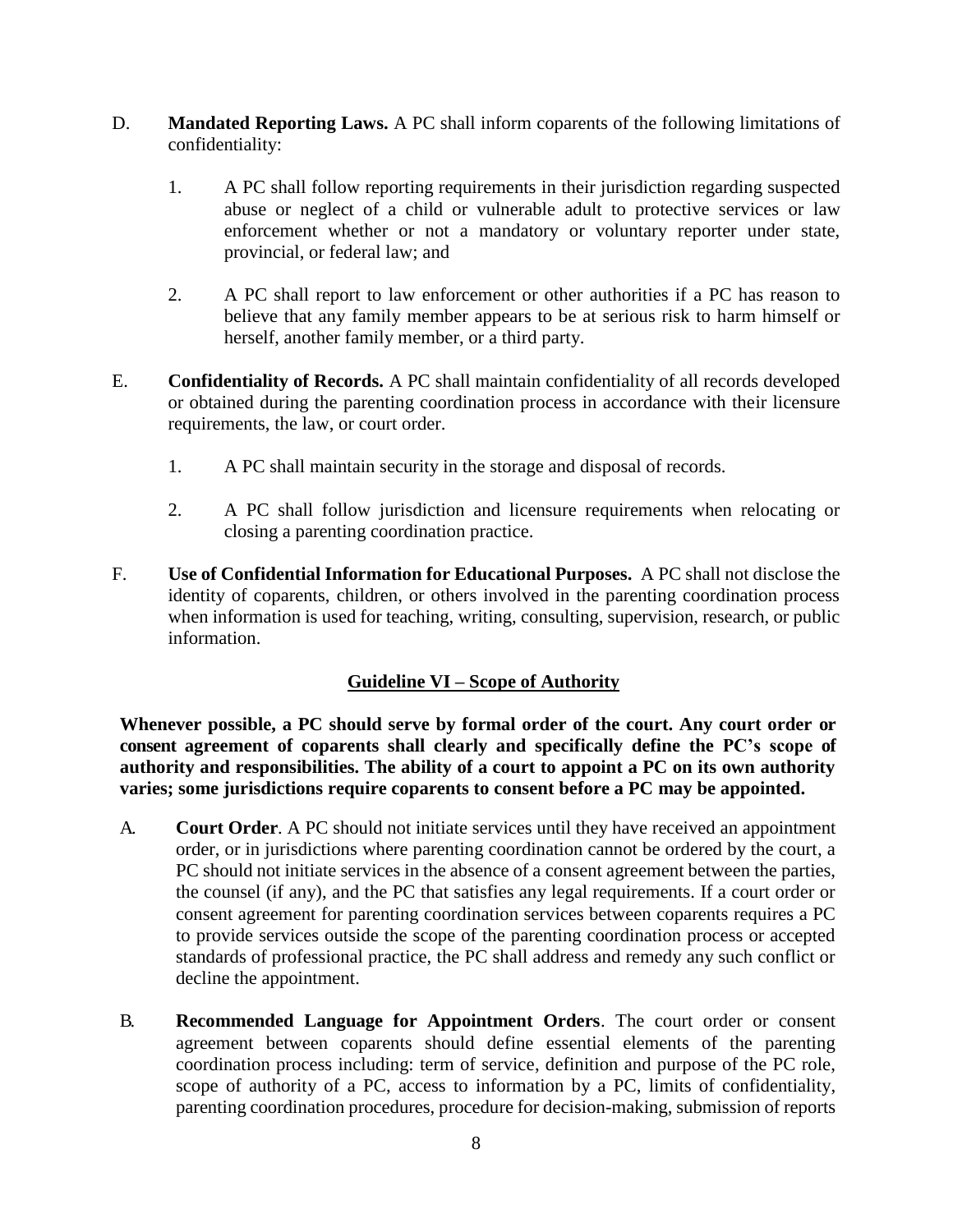D. **Mandated Reporting Laws.** A PC shall inform coparents of the following limitations of confidentiality:

1. A PC shall follow reporting requirements in their jurisdiction regarding suspected abuse or neglect of a child or vulnerable adult to protective services or law enforcement whether or not a mandatory or voluntary reporter under state, provincial, or federal law; and

2. A PC shall report to law enforcement or other authorities if a PC has reason to believe that any family member appears to be at serious risk to harm himself or herself, another family member, or a third party.

E. **Confidentiality of Records.** A PC shall maintain confidentiality of all records developed or obtained during the parenting coordination process in accordance with their licensure requirements, the law, or court order.

1. A PC shall maintain security in the storage and disposal of records.

2. A PC shall follow jurisdiction and licensure requirements when relocating or closing a parenting coordination practice.

F. **Use of Confidential Information for Educational Purposes.** A PC shall not disclose the identity of coparents, children, or others involved in the parenting coordination process when information is used for teaching, writing, consulting, supervision, research, or public information.

## Guideline VI – Scope of Authority

**Whenever possible, a PC should serve by formal order of the court. Any court order or consent agreement of coparents shall clearly and specifically define the PC's scope of authority and responsibilities. The ability of a court to appoint a PC on its own authority varies; some jurisdictions require coparents to consent before a PC may be appointed.**

A. **Court Order**. A PC should not initiate services until they have received an appointment order, or in jurisdictions where parenting coordination cannot be ordered by the court, a PC should not initiate services in the absence of a consent agreement between the parties, the counsel (if any), and the PC that satisfies any legal requirements. If a court order or consent agreement for parenting coordination services between coparents requires a PC to provide services outside the scope of the parenting coordination process or accepted standards of professional practice, the PC shall address and remedy any such conflict or decline the appointment.

B. **Recommended Language for Appointment Orders**. The court order or consent agreement between coparents should define essential elements of the parenting coordination process including: term of service, definition and purpose of the PC role, scope of authority of a PC, access to information by a PC, limits of confidentiality, parenting coordination procedures, procedure for decision-making, submission of reports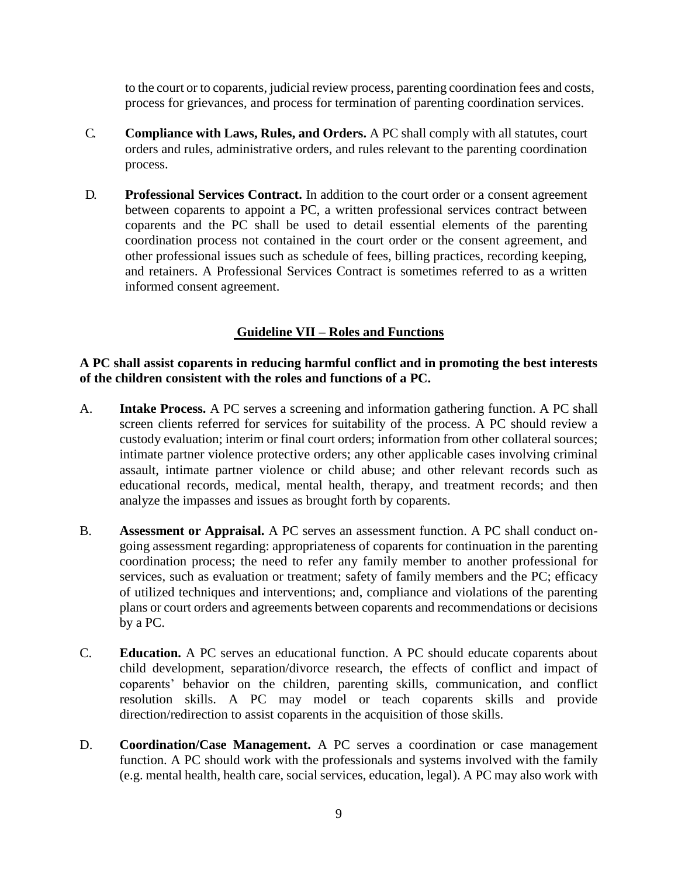to the court or to coparents, judicial review process, parenting coordination fees and costs, process for grievances, and process for termination of parenting coordination services.

C. **Compliance with Laws, Rules, and Orders.** A PC shall comply with all statutes, court orders and rules, administrative orders, and rules relevant to the parenting coordination process.

D. **Professional Services Contract.** In addition to the court order or a consent agreement between coparents to appoint a PC, a written professional services contract between coparents and the PC shall be used to detail essential elements of the parenting coordination process not contained in the court order or the consent agreement, and other professional issues such as schedule of fees, billing practices, recording keeping, and retainers. A Professional Services Contract is sometimes referred to as a written informed consent agreement.

## Guideline VII – Roles and Functions

**A PC shall assist coparents in reducing harmful conflict and in promoting the best interests of the children consistent with the roles and functions of a PC.**

A. **Intake Process.** A PC serves a screening and information gathering function. A PC shall screen clients referred for services for suitability of the process. A PC should review a custody evaluation; interim or final court orders; information from other collateral sources; intimate partner violence protective orders; any other applicable cases involving criminal assault, intimate partner violence or child abuse; and other relevant records such as educational records, medical, mental health, therapy, and treatment records; and then analyze the impasses and issues as brought forth by coparents.

B. **Assessment or Appraisal.** A PC serves an assessment function. A PC shall conduct on-going assessment regarding: appropriateness of coparents for continuation in the parenting coordination process; the need to refer any family member to another professional for services, such as evaluation or treatment; safety of family members and the PC; efficacy of utilized techniques and interventions; and, compliance and violations of the parenting plans or court orders and agreements between coparents and recommendations or decisions by a PC.

C. **Education.** A PC serves an educational function. A PC should educate coparents about child development, separation/divorce research, the effects of conflict and impact of coparents' behavior on the children, parenting skills, communication, and conflict resolution skills. A PC may model or teach coparents skills and provide direction/redirection to assist coparents in the acquisition of those skills.

D. **Coordination/Case Management.** A PC serves a coordination or case management function. A PC should work with the professionals and systems involved with the family (e.g. mental health, health care, social services, education, legal). A PC may also work with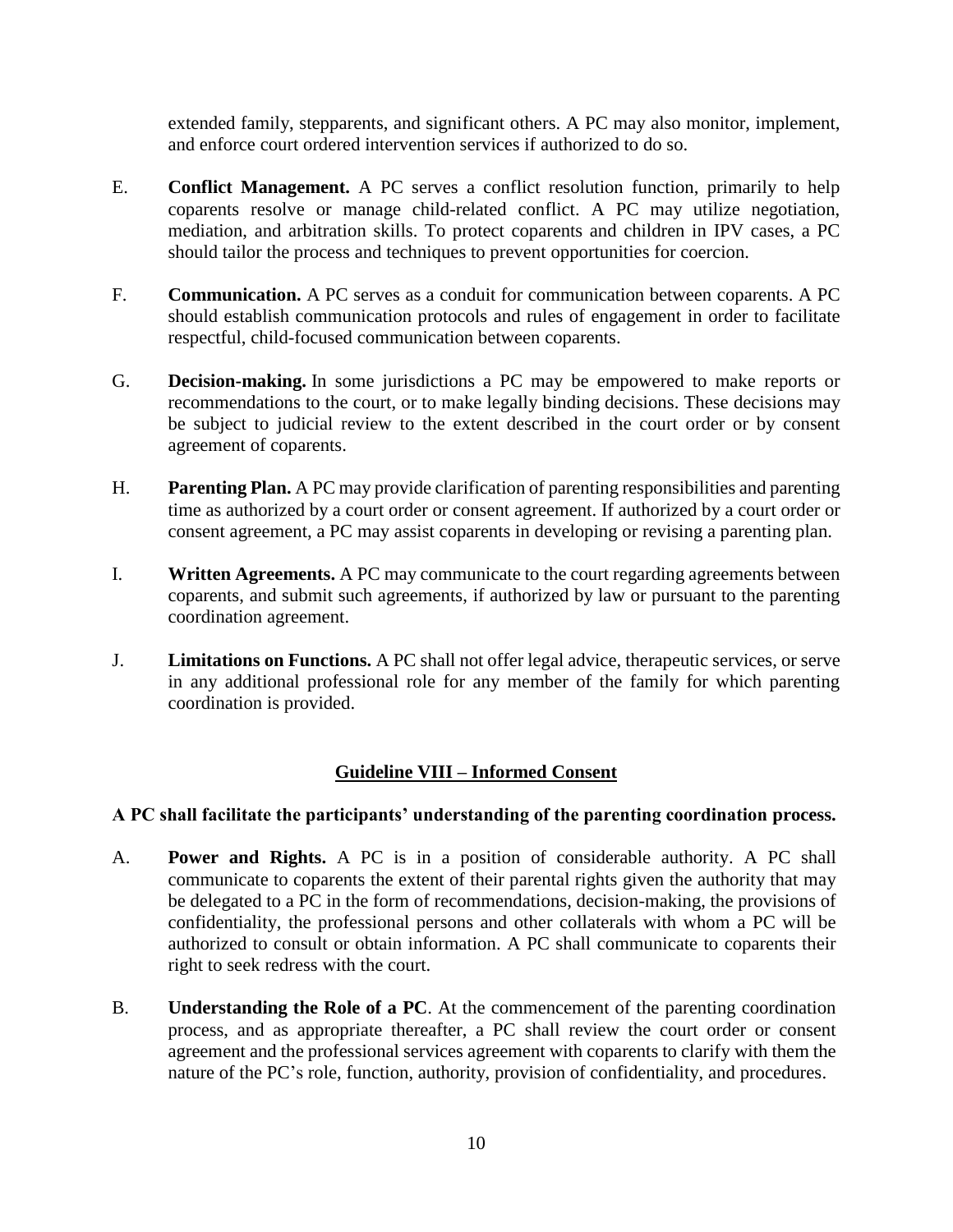extended family, stepparents, and significant others. A PC may also monitor, implement, and enforce court ordered intervention services if authorized to do so.

E. **Conflict Management.** A PC serves a conflict resolution function, primarily to help coparents resolve or manage child-related conflict. A PC may utilize negotiation, mediation, and arbitration skills. To protect coparents and children in IPV cases, a PC should tailor the process and techniques to prevent opportunities for coercion.

F. **Communication.** A PC serves as a conduit for communication between coparents. A PC should establish communication protocols and rules of engagement in order to facilitate respectful, child-focused communication between coparents.

G. **Decision-making.** In some jurisdictions a PC may be empowered to make reports or recommendations to the court, or to make legally binding decisions. These decisions may be subject to judicial review to the extent described in the court order or by consent agreement of coparents.

H. **Parenting Plan.** A PC may provide clarification of parenting responsibilities and parenting time as authorized by a court order or consent agreement. If authorized by a court order or consent agreement, a PC may assist coparents in developing or revising a parenting plan.

I. **Written Agreements.** A PC may communicate to the court regarding agreements between coparents, and submit such agreements, if authorized by law or pursuant to the parenting coordination agreement.

J. **Limitations on Functions.** A PC shall not offer legal advice, therapeutic services, or serve in any additional professional role for any member of the family for which parenting coordination is provided.

## Guideline VIII – Informed Consent

**A PC shall facilitate the participants' understanding of the parenting coordination process.**

A. **Power and Rights.** A PC is in a position of considerable authority. A PC shall communicate to coparents the extent of their parental rights given the authority that may be delegated to a PC in the form of recommendations, decision-making, the provisions of confidentiality, the professional persons and other collaterals with whom a PC will be authorized to consult or obtain information. A PC shall communicate to coparents their right to seek redress with the court.

B. **Understanding the Role of a PC**. At the commencement of the parenting coordination process, and as appropriate thereafter, a PC shall review the court order or consent agreement and the professional services agreement with coparents to clarify with them the nature of the PC's role, function, authority, provision of confidentiality, and procedures.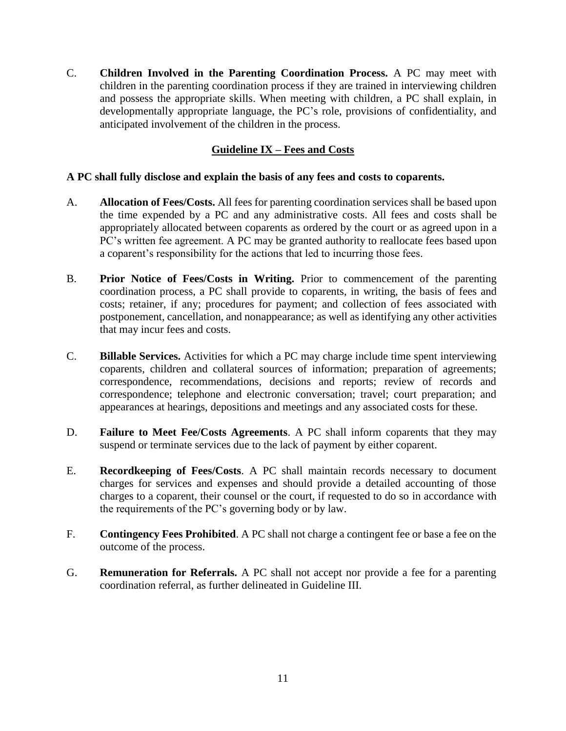C. **Children Involved in the Parenting Coordination Process.** A PC may meet with children in the parenting coordination process if they are trained in interviewing children and possess the appropriate skills. When meeting with children, a PC shall explain, in developmentally appropriate language, the PC's role, provisions of confidentiality, and anticipated involvement of the children in the process.

## Guideline IX – Fees and Costs

**A PC shall fully disclose and explain the basis of any fees and costs to coparents.**

A. **Allocation of Fees/Costs.** All fees for parenting coordination services shall be based upon the time expended by a PC and any administrative costs. All fees and costs shall be appropriately allocated between coparents as ordered by the court or as agreed upon in a PC's written fee agreement. A PC may be granted authority to reallocate fees based upon a coparent's responsibility for the actions that led to incurring those fees.

B. **Prior Notice of Fees/Costs in Writing.** Prior to commencement of the parenting coordination process, a PC shall provide to coparents, in writing, the basis of fees and costs; retainer, if any; procedures for payment; and collection of fees associated with postponement, cancellation, and nonappearance; as well as identifying any other activities that may incur fees and costs.

C. **Billable Services.** Activities for which a PC may charge include time spent interviewing coparents, children and collateral sources of information; preparation of agreements; correspondence, recommendations, decisions and reports; review of records and correspondence; telephone and electronic conversation; travel; court preparation; and appearances at hearings, depositions and meetings and any associated costs for these.

D. **Failure to Meet Fee/Costs Agreements**. A PC shall inform coparents that they may suspend or terminate services due to the lack of payment by either coparent.

E. **Recordkeeping of Fees/Costs**. A PC shall maintain records necessary to document charges for services and expenses and should provide a detailed accounting of those charges to a coparent, their counsel or the court, if requested to do so in accordance with the requirements of the PC's governing body or by law.

F. **Contingency Fees Prohibited**. A PC shall not charge a contingent fee or base a fee on the outcome of the process.

G. **Remuneration for Referrals.** A PC shall not accept nor provide a fee for a parenting coordination referral, as further delineated in Guideline III.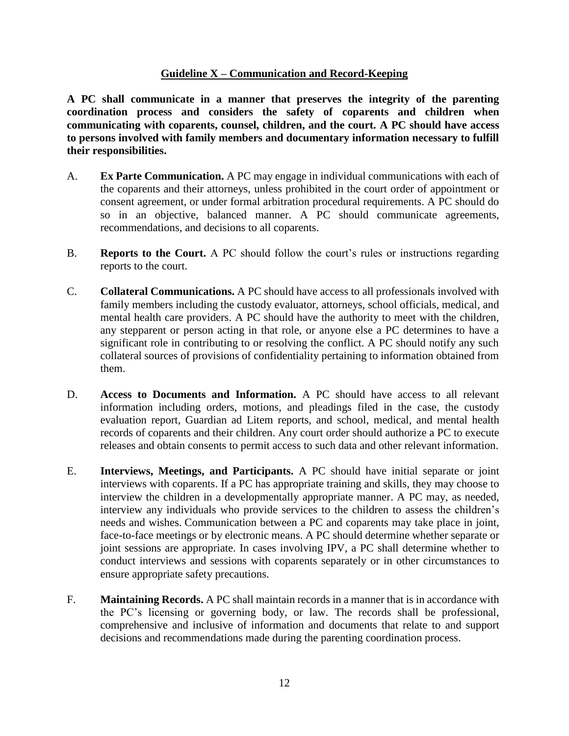## Guideline X – Communication and Record-Keeping

**A PC shall communicate in a manner that preserves the integrity of the parenting coordination process and considers the safety of coparents and children when communicating with coparents, counsel, children, and the court. A PC should have access to persons involved with family members and documentary information necessary to fulfill their responsibilities.**

A. **Ex Parte Communication.** A PC may engage in individual communications with each of the coparents and their attorneys, unless prohibited in the court order of appointment or consent agreement, or under formal arbitration procedural requirements. A PC should do so in an objective, balanced manner. A PC should communicate agreements, recommendations, and decisions to all coparents.

B. **Reports to the Court.** A PC should follow the court's rules or instructions regarding reports to the court.

C. **Collateral Communications.** A PC should have access to all professionals involved with family members including the custody evaluator, attorneys, school officials, medical, and mental health care providers. A PC should have the authority to meet with the children, any stepparent or person acting in that role, or anyone else a PC determines to have a significant role in contributing to or resolving the conflict. A PC should notify any such collateral sources of provisions of confidentiality pertaining to information obtained from them.

D. **Access to Documents and Information.** A PC should have access to all relevant information including orders, motions, and pleadings filed in the case, the custody evaluation report, Guardian ad Litem reports, and school, medical, and mental health records of coparents and their children. Any court order should authorize a PC to execute releases and obtain consents to permit access to such data and other relevant information.

E. **Interviews, Meetings, and Participants.** A PC should have initial separate or joint interviews with coparents. If a PC has appropriate training and skills, they may choose to interview the children in a developmentally appropriate manner. A PC may, as needed, interview any individuals who provide services to the children to assess the children's needs and wishes. Communication between a PC and coparents may take place in joint, face-to-face meetings or by electronic means. A PC should determine whether separate or joint sessions are appropriate. In cases involving IPV, a PC shall determine whether to conduct interviews and sessions with coparents separately or in other circumstances to ensure appropriate safety precautions.

F. **Maintaining Records.** A PC shall maintain records in a manner that is in accordance with the PC's licensing or governing body, or law. The records shall be professional, comprehensive and inclusive of information and documents that relate to and support decisions and recommendations made during the parenting coordination process.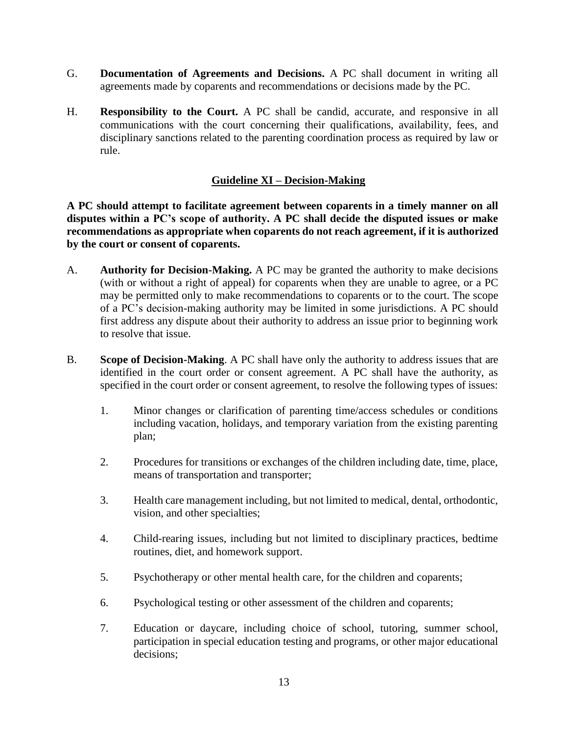G. **Documentation of Agreements and Decisions.** A PC shall document in writing all agreements made by coparents and recommendations or decisions made by the PC.

H. **Responsibility to the Court.** A PC shall be candid, accurate, and responsive in all communications with the court concerning their qualifications, availability, fees, and disciplinary sanctions related to the parenting coordination process as required by law or rule.

## Guideline XI – Decision-Making

**A PC should attempt to facilitate agreement between coparents in a timely manner on all disputes within a PC's scope of authority. A PC shall decide the disputed issues or make recommendations as appropriate when coparents do not reach agreement, if it is authorized by the court or consent of coparents.**

A. **Authority for Decision-Making.** A PC may be granted the authority to make decisions (with or without a right of appeal) for coparents when they are unable to agree, or a PC may be permitted only to make recommendations to coparents or to the court. The scope of a PC's decision-making authority may be limited in some jurisdictions. A PC should first address any dispute about their authority to address an issue prior to beginning work to resolve that issue.

B. **Scope of Decision-Making**. A PC shall have only the authority to address issues that are identified in the court order or consent agreement. A PC shall have the authority, as specified in the court order or consent agreement, to resolve the following types of issues:

1. Minor changes or clarification of parenting time/access schedules or conditions including vacation, holidays, and temporary variation from the existing parenting plan;

2. Procedures for transitions or exchanges of the children including date, time, place, means of transportation and transporter;

3. Health care management including, but not limited to medical, dental, orthodontic, vision, and other specialties;

4. Child-rearing issues, including but not limited to disciplinary practices, bedtime routines, diet, and homework support.

5. Psychotherapy or other mental health care, for the children and coparents;

6. Psychological testing or other assessment of the children and coparents;

7. Education or daycare, including choice of school, tutoring, summer school, participation in special education testing and programs, or other major educational decisions;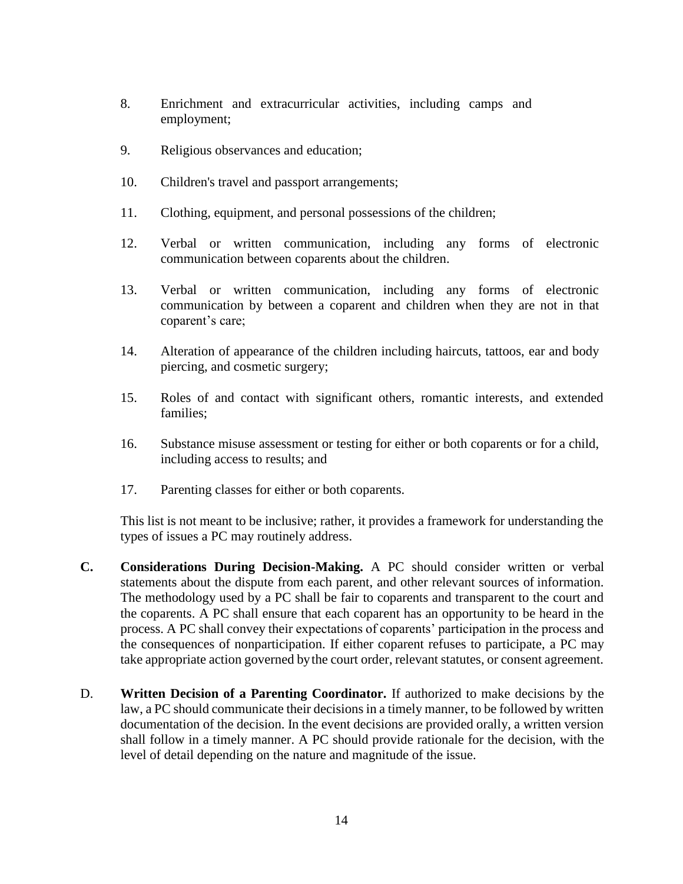8. Enrichment and extracurricular activities, including camps and employment;

9. Religious observances and education;

10. Children's travel and passport arrangements;

11. Clothing, equipment, and personal possessions of the children;

12. Verbal or written communication, including any forms of electronic communication between coparents about the children.

13. Verbal or written communication, including any forms of electronic communication by between a coparent and children when they are not in that coparent’s care;

14. Alteration of appearance of the children including haircuts, tattoos, ear and body piercing, and cosmetic surgery;

15. Roles of and contact with significant others, romantic interests, and extended families;

16. Substance misuse assessment or testing for either or both coparents or for a child, including access to results; and

17. Parenting classes for either or both coparents.

This list is not meant to be inclusive; rather, it provides a framework for understanding the types of issues a PC may routinely address.

**C. Considerations During Decision-Making.** A PC should consider written or verbal statements about the dispute from each parent, and other relevant sources of information. The methodology used by a PC shall be fair to coparents and transparent to the court and the coparents. A PC shall ensure that each coparent has an opportunity to be heard in the process. A PC shall convey their expectations of coparents’ participation in the process and the consequences of nonparticipation. If either coparent refuses to participate, a PC may take appropriate action governed by the court order, relevant statutes, or consent agreement.

D. **Written Decision of a Parenting Coordinator.** If authorized to make decisions by the law, a PC should communicate their decisions in a timely manner, to be followed by written documentation of the decision. In the event decisions are provided orally, a written version shall follow in a timely manner. A PC should provide rationale for the decision, with the level of detail depending on the nature and magnitude of the issue.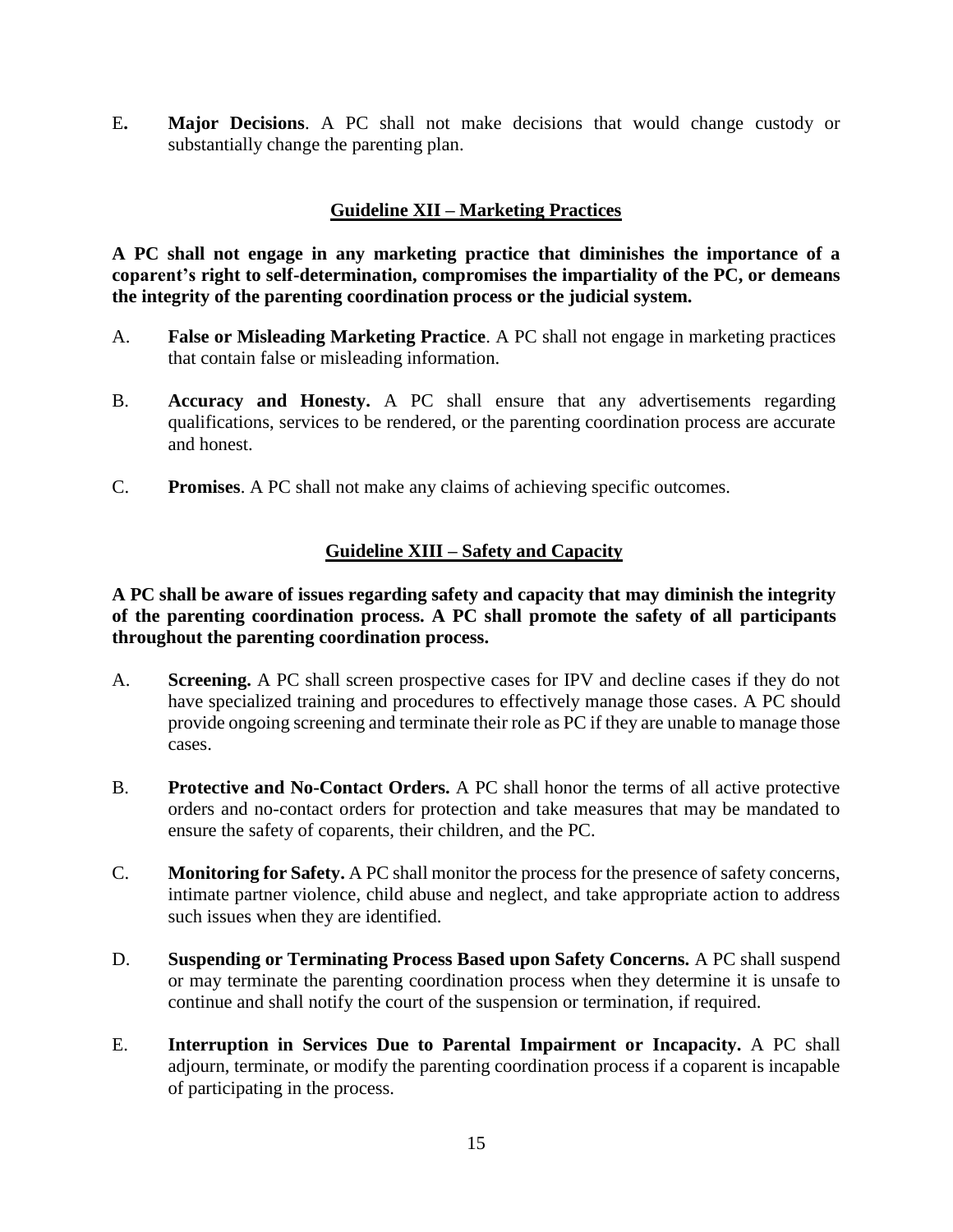E. **Major Decisions**. A PC shall not make decisions that would change custody or substantially change the parenting plan.

## Guideline XII – Marketing Practices

**A PC shall not engage in any marketing practice that diminishes the importance of a coparent's right to self-determination, compromises the impartiality of the PC, or demeans the integrity of the parenting coordination process or the judicial system.**

A. **False or Misleading Marketing Practice**. A PC shall not engage in marketing practices that contain false or misleading information.

B. **Accuracy and Honesty.** A PC shall ensure that any advertisements regarding qualifications, services to be rendered, or the parenting coordination process are accurate and honest.

C. **Promises**. A PC shall not make any claims of achieving specific outcomes.

## Guideline XIII – Safety and Capacity

**A PC shall be aware of issues regarding safety and capacity that may diminish the integrity of the parenting coordination process. A PC shall promote the safety of all participants throughout the parenting coordination process.**

A. **Screening.** A PC shall screen prospective cases for IPV and decline cases if they do not have specialized training and procedures to effectively manage those cases. A PC should provide ongoing screening and terminate their role as PC if they are unable to manage those cases.

B. **Protective and No-Contact Orders.** A PC shall honor the terms of all active protective orders and no-contact orders for protection and take measures that may be mandated to ensure the safety of coparents, their children, and the PC.

C. **Monitoring for Safety.** A PC shall monitor the process for the presence of safety concerns, intimate partner violence, child abuse and neglect, and take appropriate action to address such issues when they are identified.

D. **Suspending or Terminating Process Based upon Safety Concerns.** A PC shall suspend or may terminate the parenting coordination process when they determine it is unsafe to continue and shall notify the court of the suspension or termination, if required.

E. **Interruption in Services Due to Parental Impairment or Incapacity.** A PC shall adjourn, terminate, or modify the parenting coordination process if a coparent is incapable of participating in the process.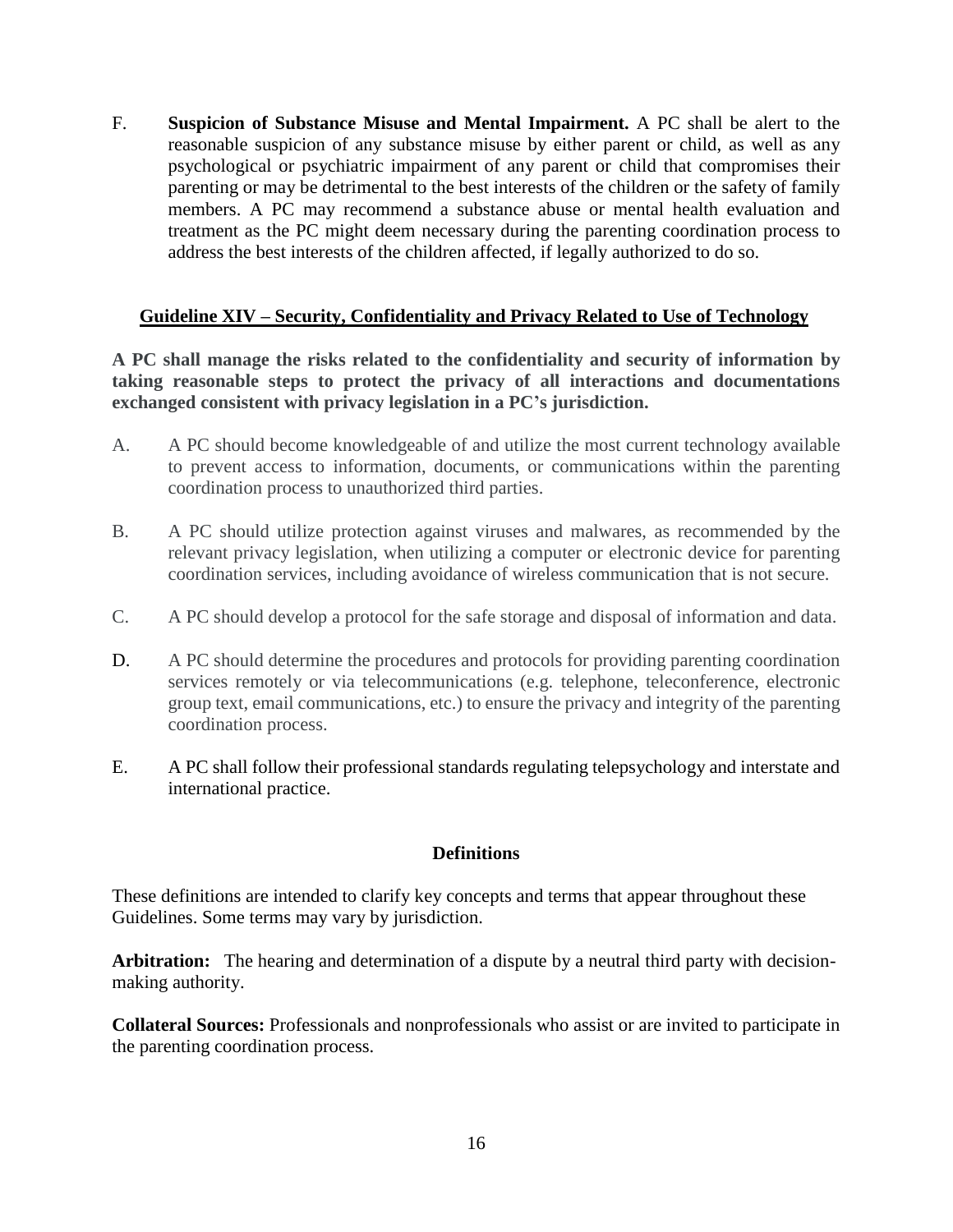F. **Suspicion of Substance Misuse and Mental Impairment.** A PC shall be alert to the reasonable suspicion of any substance misuse by either parent or child, as well as any psychological or psychiatric impairment of any parent or child that compromises their parenting or may be detrimental to the best interests of the children or the safety of family members. A PC may recommend a substance abuse or mental health evaluation and treatment as the PC might deem necessary during the parenting coordination process to address the best interests of the children affected, if legally authorized to do so.

## Guideline XIV – Security, Confidentiality and Privacy Related to Use of Technology

**A PC shall manage the risks related to the confidentiality and security of information by taking reasonable steps to protect the privacy of all interactions and documentations exchanged consistent with privacy legislation in a PC's jurisdiction.**

A. A PC should become knowledgeable of and utilize the most current technology available to prevent access to information, documents, or communications within the parenting coordination process to unauthorized third parties.

B. A PC should utilize protection against viruses and malwares, as recommended by the relevant privacy legislation, when utilizing a computer or electronic device for parenting coordination services, including avoidance of wireless communication that is not secure.

C. A PC should develop a protocol for the safe storage and disposal of information and data.

D. A PC should determine the procedures and protocols for providing parenting coordination services remotely or via telecommunications (e.g. telephone, teleconference, electronic group text, email communications, etc.) to ensure the privacy and integrity of the parenting coordination process.

E. A PC shall follow their professional standards regulating telepsychology and interstate and international practice.

## Definitions

These definitions are intended to clarify key concepts and terms that appear throughout these Guidelines. Some terms may vary by jurisdiction.

**Arbitration:** The hearing and determination of a dispute by a neutral third party with decision-making authority.

**Collateral Sources:** Professionals and nonprofessionals who assist or are invited to participate in the parenting coordination process.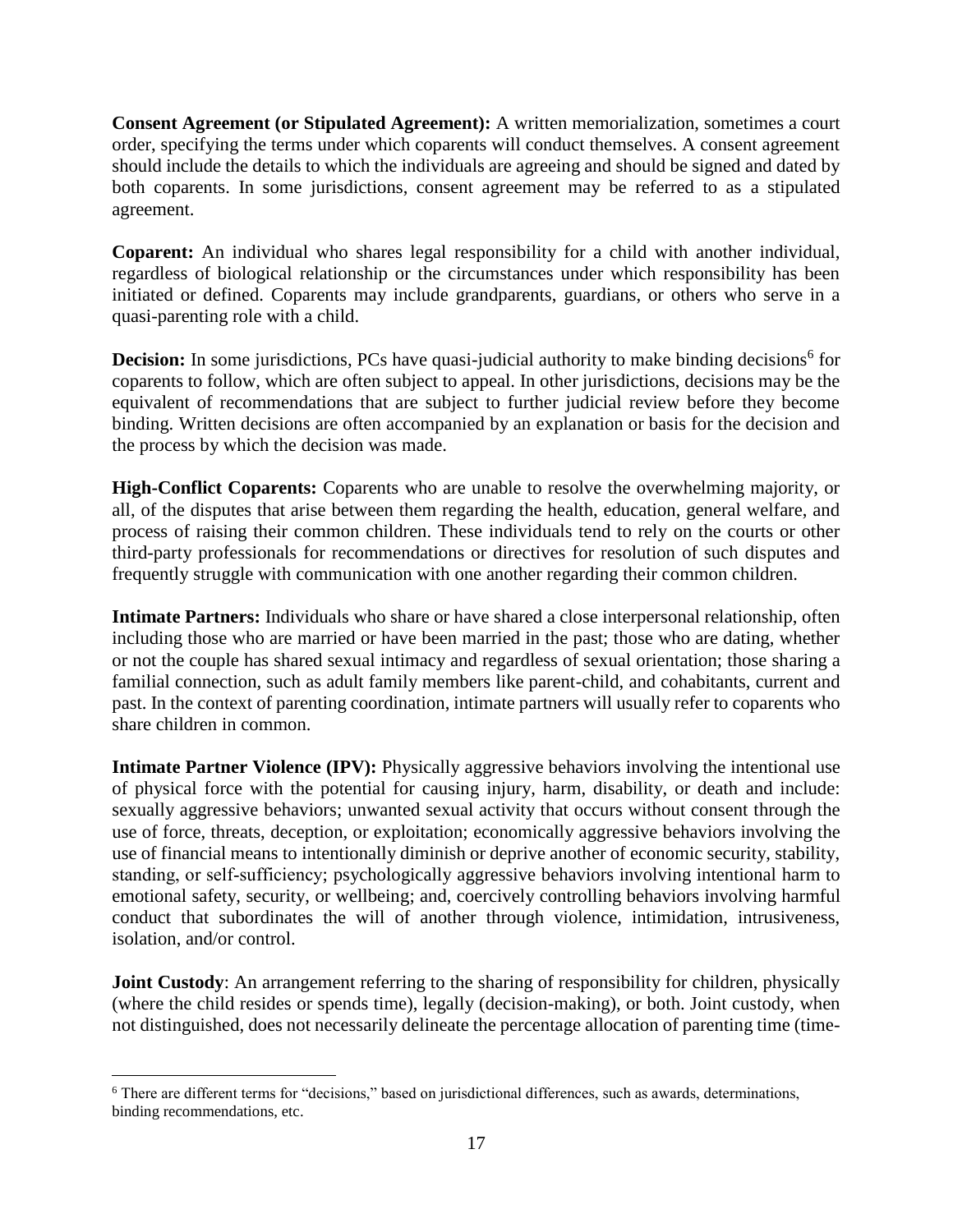**Consent Agreement (or Stipulated Agreement):** A written memorialization, sometimes a court order, specifying the terms under which coparents will conduct themselves. A consent agreement should include the details to which the individuals are agreeing and should be signed and dated by both coparents. In some jurisdictions, consent agreement may be referred to as a stipulated agreement.

**Coparent:** An individual who shares legal responsibility for a child with another individual, regardless of biological relationship or the circumstances under which responsibility has been initiated or defined. Coparents may include grandparents, guardians, or others who serve in a quasi-parenting role with a child.

**Decision:** In some jurisdictions, PCs have quasi-judicial authority to make binding decisions[6] for coparents to follow, which are often subject to appeal. In other jurisdictions, decisions may be the equivalent of recommendations that are subject to further judicial review before they become binding. Written decisions are often accompanied by an explanation or basis for the decision and the process by which the decision was made.

**High-Conflict Coparents:** Coparents who are unable to resolve the overwhelming majority, or all, of the disputes that arise between them regarding the health, education, general welfare, and process of raising their common children. These individuals tend to rely on the courts or other third-party professionals for recommendations or directives for resolution of such disputes and frequently struggle with communication with one another regarding their common children.

**Intimate Partners:** Individuals who share or have shared a close interpersonal relationship, often including those who are married or have been married in the past; those who are dating, whether or not the couple has shared sexual intimacy and regardless of sexual orientation; those sharing a familial connection, such as adult family members like parent-child, and cohabitants, current and past. In the context of parenting coordination, intimate partners will usually refer to coparents who share children in common.

**Intimate Partner Violence (IPV):** Physically aggressive behaviors involving the intentional use of physical force with the potential for causing injury, harm, disability, or death and include: sexually aggressive behaviors; unwanted sexual activity that occurs without consent through the use of force, threats, deception, or exploitation; economically aggressive behaviors involving the use of financial means to intentionally diminish or deprive another of economic security, stability, standing, or self-sufficiency; psychologically aggressive behaviors involving intentional harm to emotional safety, security, or wellbeing; and, coercively controlling behaviors involving harmful conduct that subordinates the will of another through violence, intimidation, intrusiveness, isolation, and/or control.

**Joint Custody**: An arrangement referring to the sharing of responsibility for children, physically (where the child resides or spends time), legally (decision-making), or both. Joint custody, when not distinguished, does not necessarily delineate the percentage allocation of parenting time (time-

[6] There are different terms for "decisions," based on jurisdictional differences, such as awards, determinations, binding recommendations, etc.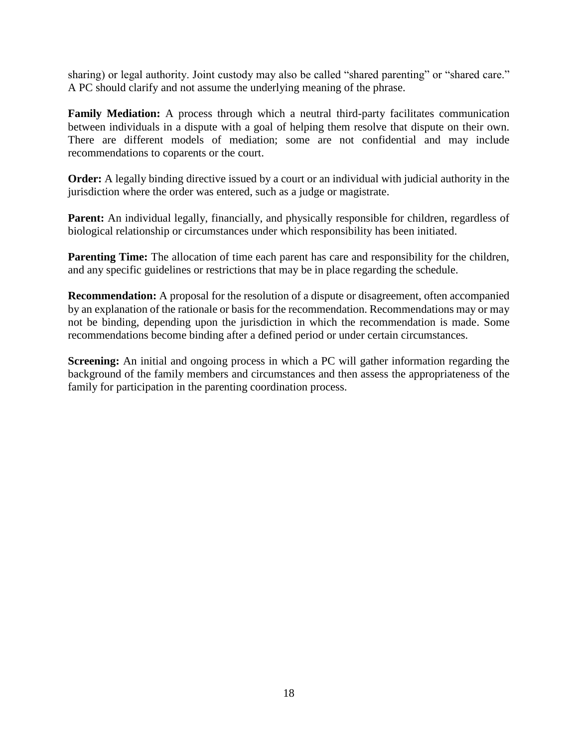sharing) or legal authority. Joint custody may also be called "shared parenting" or "shared care." A PC should clarify and not assume the underlying meaning of the phrase.

**Family Mediation:** A process through which a neutral third-party facilitates communication between individuals in a dispute with a goal of helping them resolve that dispute on their own. There are different models of mediation; some are not confidential and may include recommendations to coparents or the court.

**Order:** A legally binding directive issued by a court or an individual with judicial authority in the jurisdiction where the order was entered, such as a judge or magistrate.

**Parent:** An individual legally, financially, and physically responsible for children, regardless of biological relationship or circumstances under which responsibility has been initiated.

**Parenting Time:** The allocation of time each parent has care and responsibility for the children, and any specific guidelines or restrictions that may be in place regarding the schedule.

**Recommendation:** A proposal for the resolution of a dispute or disagreement, often accompanied by an explanation of the rationale or basis for the recommendation. Recommendations may or may not be binding, depending upon the jurisdiction in which the recommendation is made. Some recommendations become binding after a defined period or under certain circumstances.

**Screening:** An initial and ongoing process in which a PC will gather information regarding the background of the family members and circumstances and then assess the appropriateness of the family for participation in the parenting coordination process.